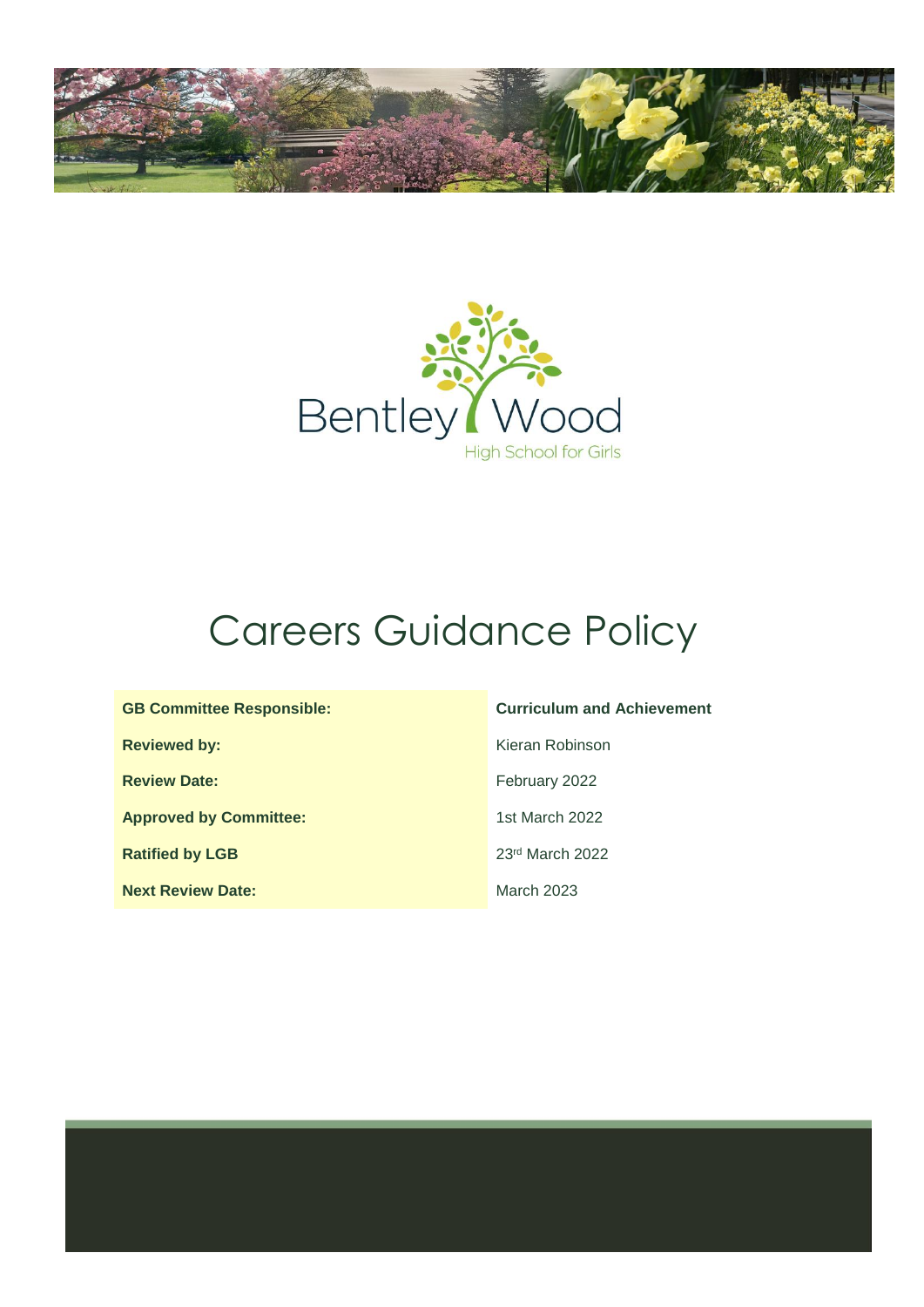Bentley Wood

High School for Girls

# Careers Guidance Policy

| | |
|---|---|
| **GB Committee Responsible:** | **Curriculum and Achievement** |
| **Reviewed by:** | Kieran Robinson |
| **Review Date:** | February 2022 |
| **Approved by Committee:** | 1st March 2022 |
| **Ratified by LGB** | 23rd March 2022 |
| **Next Review Date:** | March 2023 |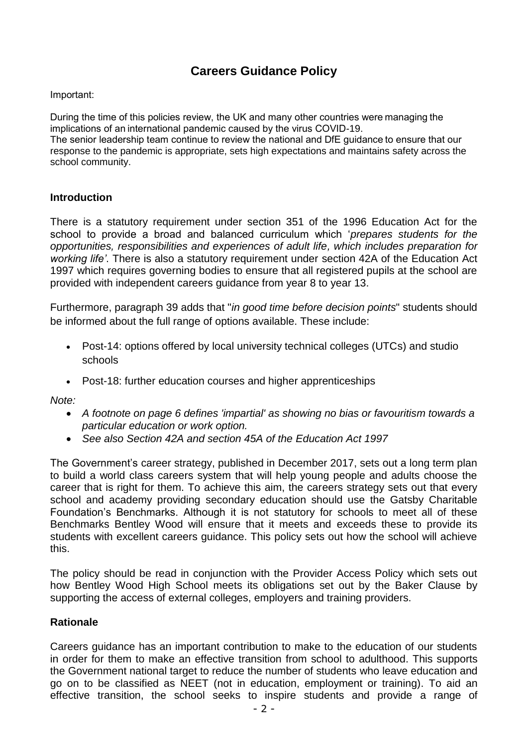# Careers Guidance Policy

Important:

During the time of this policies review, the UK and many other countries were managing the implications of an international pandemic caused by the virus COVID-19.
The senior leadership team continue to review the national and DfE guidance to ensure that our response to the pandemic is appropriate, sets high expectations and maintains safety across the school community.

## Introduction

There is a statutory requirement under section 351 of the 1996 Education Act for the school to provide a broad and balanced curriculum which '*prepares students for the opportunities, responsibilities and experiences of adult life, which includes preparation for working life'*. There is also a statutory requirement under section 42A of the Education Act 1997 which requires governing bodies to ensure that all registered pupils at the school are provided with independent careers guidance from year 8 to year 13.

Furthermore, paragraph 39 adds that "*in good time before decision points*" students should be informed about the full range of options available. These include:

- Post-14: options offered by local university technical colleges (UTCs) and studio schools
- Post-18: further education courses and higher apprenticeships

*Note:*

- *A footnote on page 6 defines 'impartial' as showing no bias or favouritism towards a particular education or work option.*
- *See also Section 42A and section 45A of the Education Act 1997*

The Government's career strategy, published in December 2017, sets out a long term plan to build a world class careers system that will help young people and adults choose the career that is right for them. To achieve this aim, the careers strategy sets out that every school and academy providing secondary education should use the Gatsby Charitable Foundation's Benchmarks. Although it is not statutory for schools to meet all of these Benchmarks Bentley Wood will ensure that it meets and exceeds these to provide its students with excellent careers guidance. This policy sets out how the school will achieve this.

The policy should be read in conjunction with the Provider Access Policy which sets out how Bentley Wood High School meets its obligations set out by the Baker Clause by supporting the access of external colleges, employers and training providers.

## Rationale

Careers guidance has an important contribution to make to the education of our students in order for them to make an effective transition from school to adulthood. This supports the Government national target to reduce the number of students who leave education and go on to be classified as NEET (not in education, employment or training). To aid an effective transition, the school seeks to inspire students and provide a range of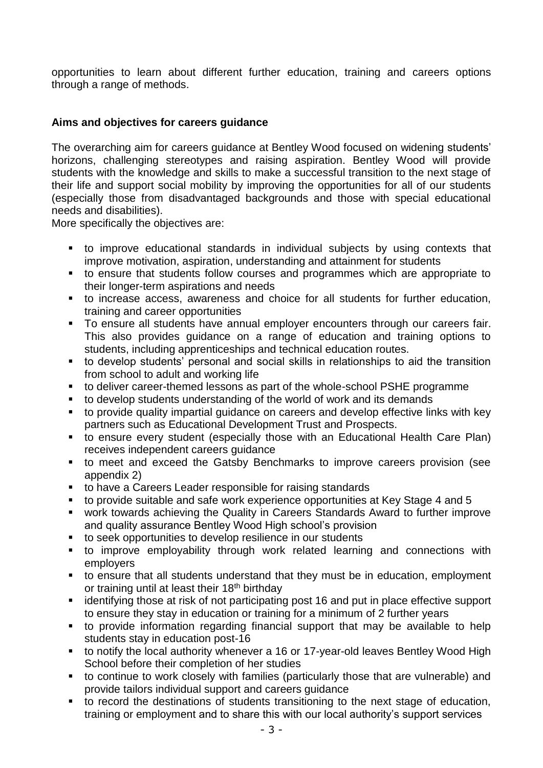opportunities to learn about different further education, training and careers options through a range of methods.

**Aims and objectives for careers guidance**

The overarching aim for careers guidance at Bentley Wood focused on widening students' horizons, challenging stereotypes and raising aspiration. Bentley Wood will provide students with the knowledge and skills to make a successful transition to the next stage of their life and support social mobility by improving the opportunities for all of our students (especially those from disadvantaged backgrounds and those with special educational needs and disabilities).

More specifically the objectives are:

- to improve educational standards in individual subjects by using contexts that improve motivation, aspiration, understanding and attainment for students
- to ensure that students follow courses and programmes which are appropriate to their longer-term aspirations and needs
- to increase access, awareness and choice for all students for further education, training and career opportunities
- To ensure all students have annual employer encounters through our careers fair. This also provides guidance on a range of education and training options to students, including apprenticeships and technical education routes.
- to develop students' personal and social skills in relationships to aid the transition from school to adult and working life
- to deliver career-themed lessons as part of the whole-school PSHE programme
- to develop students understanding of the world of work and its demands
- to provide quality impartial guidance on careers and develop effective links with key partners such as Educational Development Trust and Prospects.
- to ensure every student (especially those with an Educational Health Care Plan) receives independent careers guidance
- to meet and exceed the Gatsby Benchmarks to improve careers provision (see appendix 2)
- to have a Careers Leader responsible for raising standards
- to provide suitable and safe work experience opportunities at Key Stage 4 and 5
- work towards achieving the Quality in Careers Standards Award to further improve and quality assurance Bentley Wood High school's provision
- to seek opportunities to develop resilience in our students
- to improve employability through work related learning and connections with employers
- to ensure that all students understand that they must be in education, employment or training until at least their 18th birthday
- identifying those at risk of not participating post 16 and put in place effective support to ensure they stay in education or training for a minimum of 2 further years
- to provide information regarding financial support that may be available to help students stay in education post-16
- to notify the local authority whenever a 16 or 17-year-old leaves Bentley Wood High School before their completion of her studies
- to continue to work closely with families (particularly those that are vulnerable) and provide tailors individual support and careers guidance
- to record the destinations of students transitioning to the next stage of education, training or employment and to share this with our local authority's support services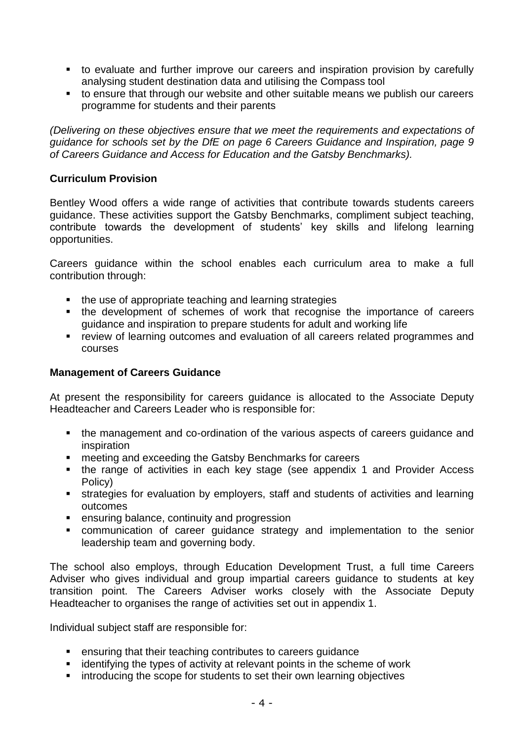- to evaluate and further improve our careers and inspiration provision by carefully analysing student destination data and utilising the Compass tool
- to ensure that through our website and other suitable means we publish our careers programme for students and their parents

*(Delivering on these objectives ensure that we meet the requirements and expectations of guidance for schools set by the DfE on page 6 Careers Guidance and Inspiration, page 9 of Careers Guidance and Access for Education and the Gatsby Benchmarks).*

**Curriculum Provision**

Bentley Wood offers a wide range of activities that contribute towards students careers guidance. These activities support the Gatsby Benchmarks, compliment subject teaching, contribute towards the development of students' key skills and lifelong learning opportunities.

Careers guidance within the school enables each curriculum area to make a full contribution through:

- the use of appropriate teaching and learning strategies
- the development of schemes of work that recognise the importance of careers guidance and inspiration to prepare students for adult and working life
- review of learning outcomes and evaluation of all careers related programmes and courses

**Management of Careers Guidance**

At present the responsibility for careers guidance is allocated to the Associate Deputy Headteacher and Careers Leader who is responsible for:

- the management and co-ordination of the various aspects of careers guidance and inspiration
- meeting and exceeding the Gatsby Benchmarks for careers
- the range of activities in each key stage (see appendix 1 and Provider Access Policy)
- strategies for evaluation by employers, staff and students of activities and learning outcomes
- ensuring balance, continuity and progression
- communication of career guidance strategy and implementation to the senior leadership team and governing body.

The school also employs, through Education Development Trust, a full time Careers Adviser who gives individual and group impartial careers guidance to students at key transition point. The Careers Adviser works closely with the Associate Deputy Headteacher to organises the range of activities set out in appendix 1.

Individual subject staff are responsible for:

- ensuring that their teaching contributes to careers guidance
- identifying the types of activity at relevant points in the scheme of work
- introducing the scope for students to set their own learning objectives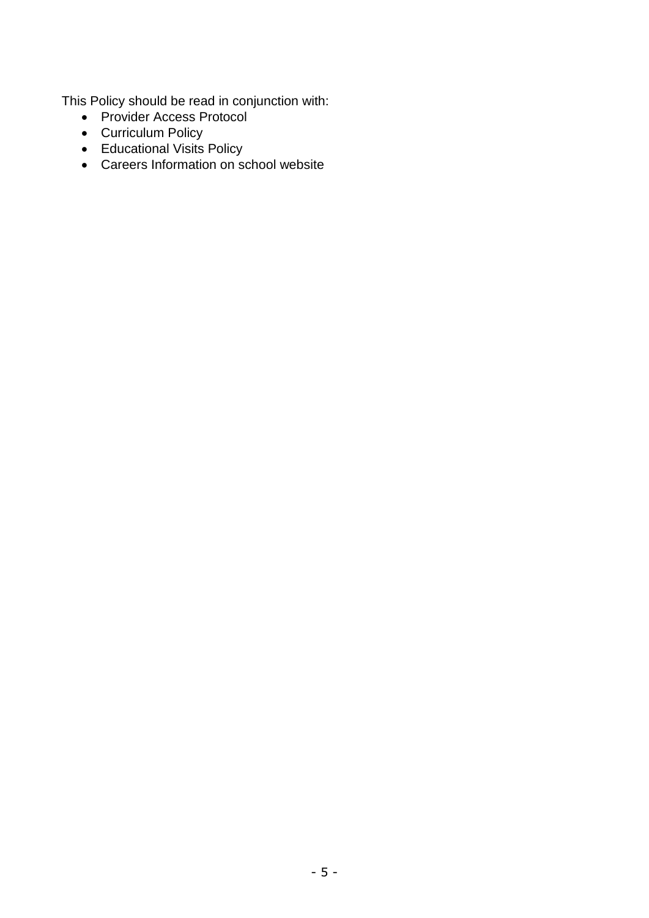This Policy should be read in conjunction with:

- Provider Access Protocol
- Curriculum Policy
- Educational Visits Policy
- Careers Information on school website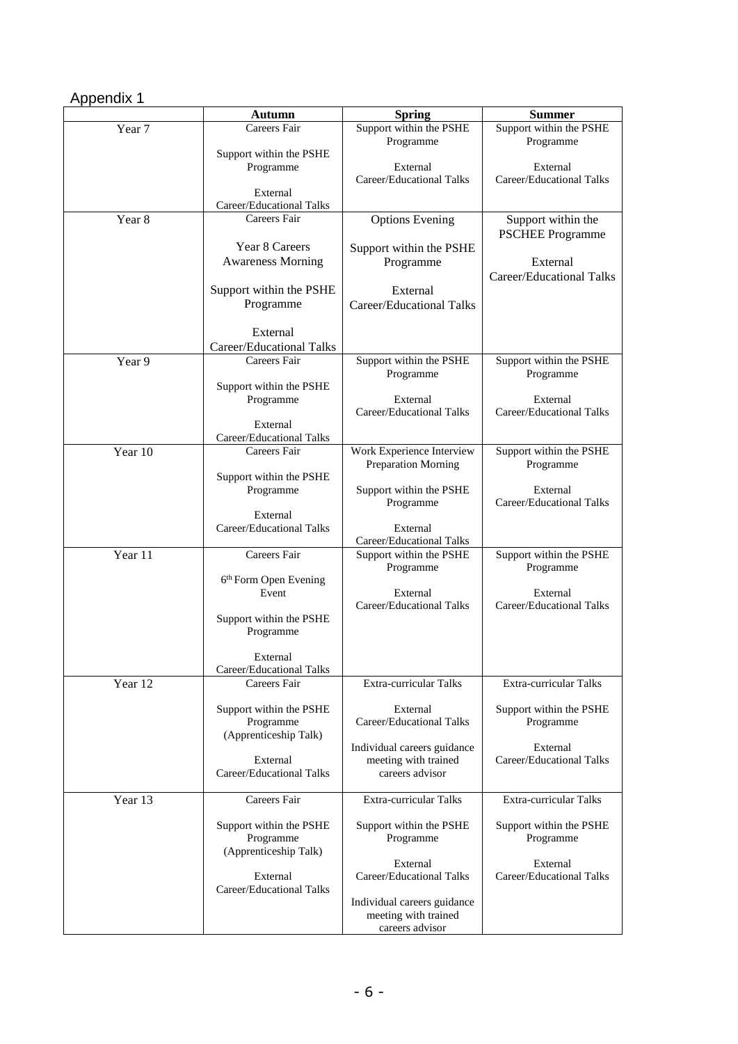Appendix 1

| | Autumn | Spring | Summer |
|---|---|---|---|
| Year 7 | Careers Fair<br><br>Support within the PSHE Programme<br><br>External Career/Educational Talks | Support within the PSHE Programme<br><br>External Career/Educational Talks | Support within the PSHE Programme<br><br>External Career/Educational Talks |
| Year 8 | Careers Fair<br><br>Year 8 Careers Awareness Morning<br><br>Support within the PSHE Programme<br><br>External Career/Educational Talks | Options Evening<br><br>Support within the PSHE Programme<br><br>External Career/Educational Talks | Support within the PSCHEE Programme<br><br>External Career/Educational Talks |
| Year 9 | Careers Fair<br><br>Support within the PSHE Programme<br><br>External Career/Educational Talks | Support within the PSHE Programme<br><br>External Career/Educational Talks | Support within the PSHE Programme<br><br>External Career/Educational Talks |
| Year 10 | Careers Fair<br><br>Support within the PSHE Programme<br><br>External Career/Educational Talks | Work Experience Interview Preparation Morning<br><br>Support within the PSHE Programme<br><br>External Career/Educational Talks | Support within the PSHE Programme<br><br>External Career/Educational Talks |
| Year 11 | Careers Fair<br><br>6th Form Open Evening Event<br><br>Support within the PSHE Programme<br><br>External Career/Educational Talks | Support within the PSHE Programme<br><br>External Career/Educational Talks | Support within the PSHE Programme<br><br>External Career/Educational Talks |
| Year 12 | Careers Fair<br><br>Support within the PSHE Programme (Apprenticeship Talk)<br><br>External Career/Educational Talks | Extra-curricular Talks<br><br>External Career/Educational Talks<br><br>Individual careers guidance meeting with trained careers advisor | Extra-curricular Talks<br><br>Support within the PSHE Programme<br><br>External Career/Educational Talks |
| Year 13 | Careers Fair<br><br>Support within the PSHE Programme (Apprenticeship Talk)<br><br>External Career/Educational Talks | Extra-curricular Talks<br><br>Support within the PSHE Programme<br><br>External Career/Educational Talks<br><br>Individual careers guidance meeting with trained careers advisor | Extra-curricular Talks<br><br>Support within the PSHE Programme<br><br>External Career/Educational Talks |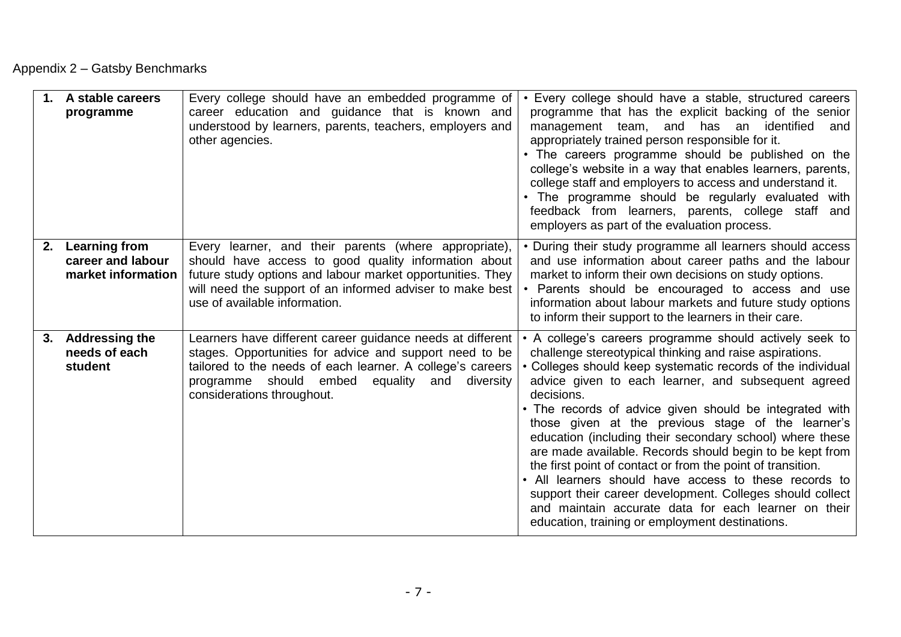Appendix 2 – Gatsby Benchmarks

| | | |
|---|---|---|
| **1. A stable careers programme** | Every college should have an embedded programme of career education and guidance that is known and understood by learners, parents, teachers, employers and other agencies. | • Every college should have a stable, structured careers programme that has the explicit backing of the senior management team, and has an identified and appropriately trained person responsible for it.<br>• The careers programme should be published on the college's website in a way that enables learners, parents, college staff and employers to access and understand it.<br>• The programme should be regularly evaluated with feedback from learners, parents, college staff and employers as part of the evaluation process. |
| **2. Learning from career and labour market information** | Every learner, and their parents (where appropriate), should have access to good quality information about future study options and labour market opportunities. They will need the support of an informed adviser to make best use of available information. | • During their study programme all learners should access and use information about career paths and the labour market to inform their own decisions on study options.<br>• Parents should be encouraged to access and use information about labour markets and future study options to inform their support to the learners in their care. |
| **3. Addressing the needs of each student** | Learners have different career guidance needs at different stages. Opportunities for advice and support need to be tailored to the needs of each learner. A college's careers programme should embed equality and diversity considerations throughout. | • A college's careers programme should actively seek to challenge stereotypical thinking and raise aspirations.<br>• Colleges should keep systematic records of the individual advice given to each learner, and subsequent agreed decisions.<br>• The records of advice given should be integrated with those given at the previous stage of the learner's education (including their secondary school) where these are made available. Records should begin to be kept from the first point of contact or from the point of transition.<br>• All learners should have access to these records to support their career development. Colleges should collect and maintain accurate data for each learner on their education, training or employment destinations. |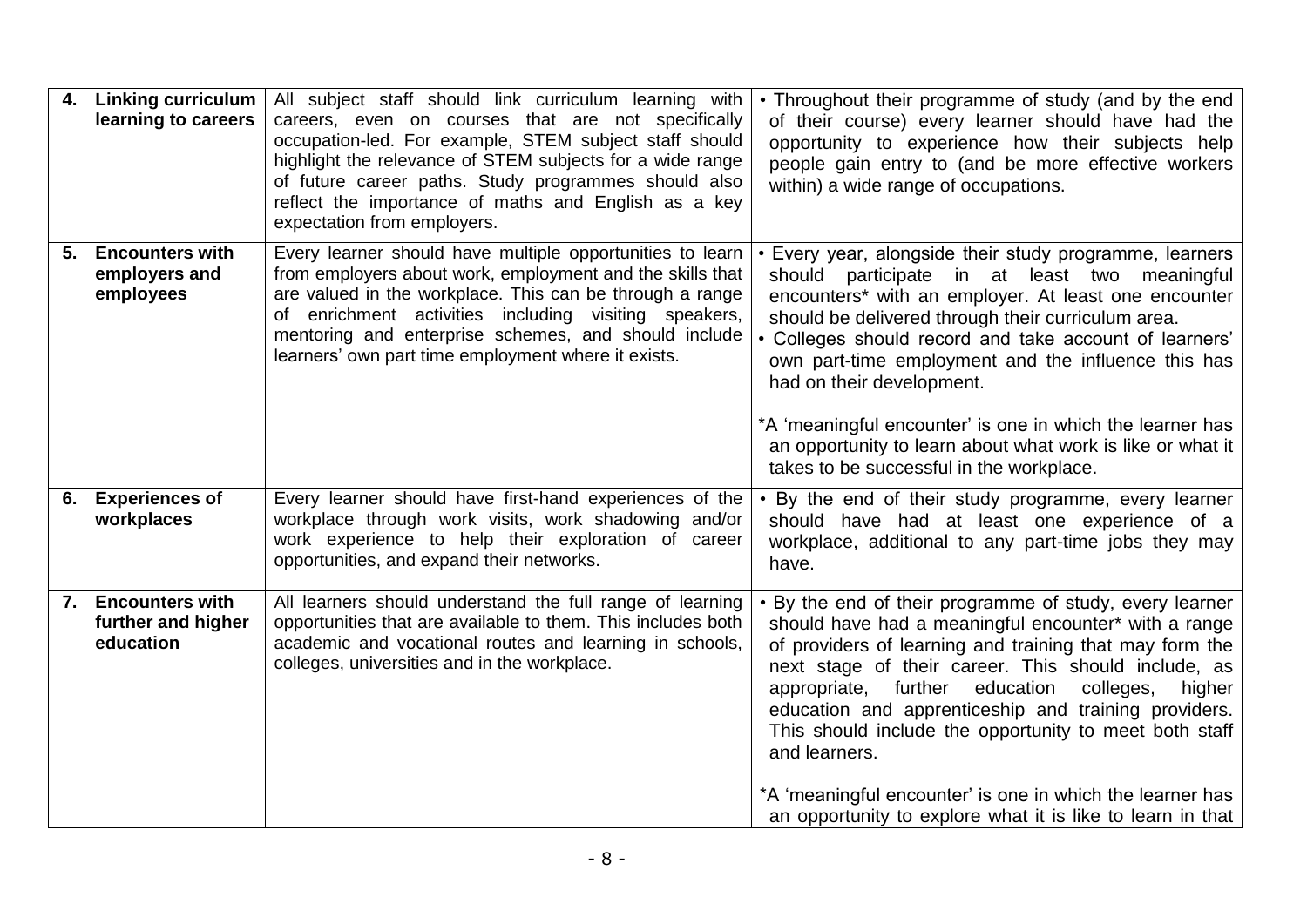| | | | |
|---|---|---|---|
| 4. | **Linking curriculum learning to careers** | All subject staff should link curriculum learning with careers, even on courses that are not specifically occupation-led. For example, STEM subject staff should highlight the relevance of STEM subjects for a wide range of future career paths. Study programmes should also reflect the importance of maths and English as a key expectation from employers. | • Throughout their programme of study (and by the end of their course) every learner should have had the opportunity to experience how their subjects help people gain entry to (and be more effective workers within) a wide range of occupations. |
| 5. | **Encounters with employers and employees** | Every learner should have multiple opportunities to learn from employers about work, employment and the skills that are valued in the workplace. This can be through a range of enrichment activities including visiting speakers, mentoring and enterprise schemes, and should include learners' own part time employment where it exists. | • Every year, alongside their study programme, learners should participate in at least two meaningful encounters* with an employer. At least one encounter should be delivered through their curriculum area.<br>• Colleges should record and take account of learners' own part-time employment and the influence this has had on their development.<br><br>*A 'meaningful encounter' is one in which the learner has an opportunity to learn about what work is like or what it takes to be successful in the workplace. |
| 6. | **Experiences of workplaces** | Every learner should have first-hand experiences of the workplace through work visits, work shadowing and/or work experience to help their exploration of career opportunities, and expand their networks. | • By the end of their study programme, every learner should have had at least one experience of a workplace, additional to any part-time jobs they may have. |
| 7. | **Encounters with further and higher education** | All learners should understand the full range of learning opportunities that are available to them. This includes both academic and vocational routes and learning in schools, colleges, universities and in the workplace. | • By the end of their programme of study, every learner should have had a meaningful encounter* with a range of providers of learning and training that may form the next stage of their career. This should include, as appropriate, further education colleges, higher education and apprenticeship and training providers. This should include the opportunity to meet both staff and learners.<br><br>*A 'meaningful encounter' is one in which the learner has an opportunity to explore what it is like to learn in that |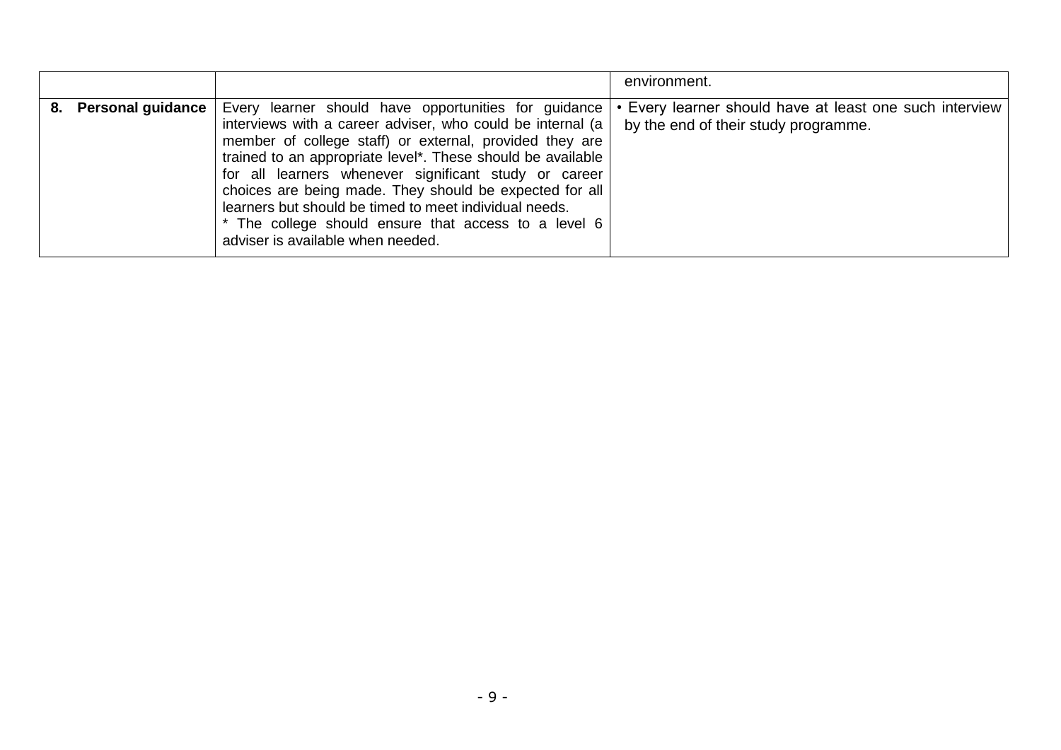| | | |
|---|---|---|
| | | environment. |
| **8. Personal guidance** | Every learner should have opportunities for guidance interviews with a career adviser, who could be internal (a member of college staff) or external, provided they are trained to an appropriate level*. These should be available for all learners whenever significant study or career choices are being made. They should be expected for all learners but should be timed to meet individual needs.<br>* The college should ensure that access to a level 6 adviser is available when needed. | • Every learner should have at least one such interview by the end of their study programme. |